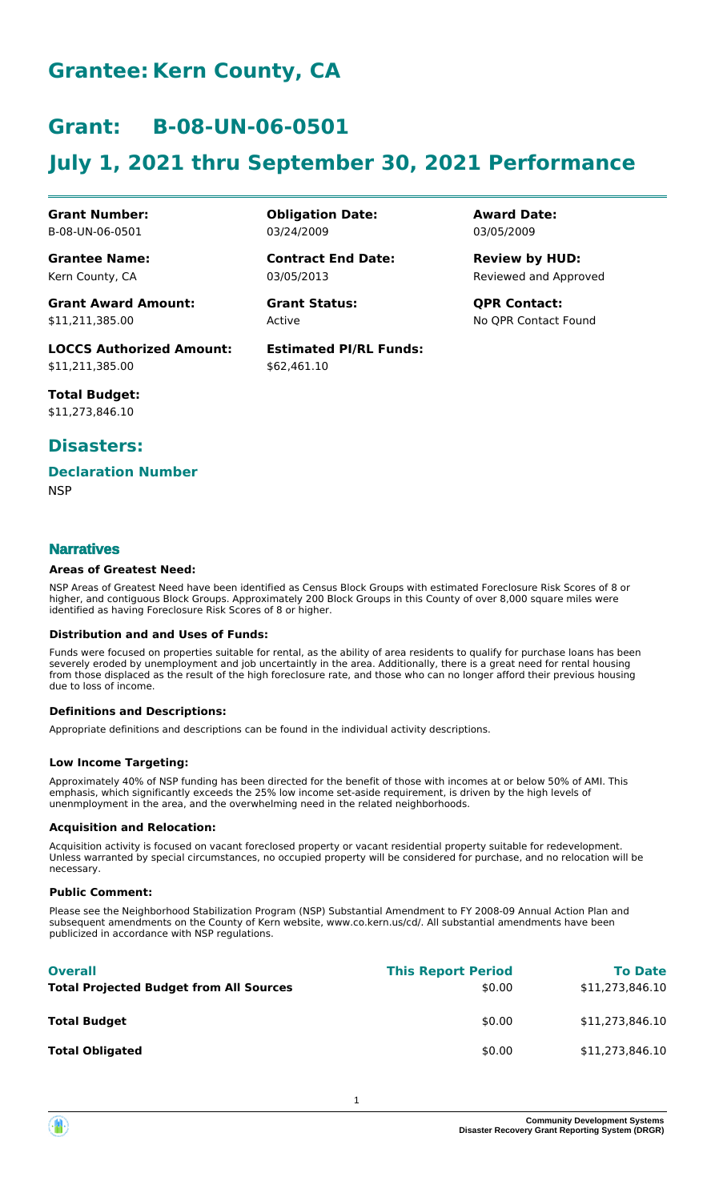# Grantee: Kern County, CA

# Grant: B-08-UN-06-0501

# July 1, 2021 thru September 30, 2021 Performance

| | | |
|---|---|---|
| **Grant Number:**<br>B-08-UN-06-0501 | **Obligation Date:**<br>03/24/2009 | **Award Date:**<br>03/05/2009 |
| **Grantee Name:**<br>Kern County, CA | **Contract End Date:**<br>03/05/2013 | **Review by HUD:**<br>Reviewed and Approved |
| **Grant Award Amount:**<br>$11,211,385.00 | **Grant Status:**<br>Active | **QPR Contact:**<br>No QPR Contact Found |
| **LOCCS Authorized Amount:**<br>$11,211,385.00 | **Estimated PI/RL Funds:**<br>$62,461.10 | |
| **Total Budget:**<br>$11,273,846.10 | | |

## Disasters:

### Declaration Number

NSP

### Narratives

#### Areas of Greatest Need:

NSP Areas of Greatest Need have been identified as Census Block Groups with estimated Foreclosure Risk Scores of 8 or higher, and contiguous Block Groups. Approximately 200 Block Groups in this County of over 8,000 square miles were identified as having Foreclosure Risk Scores of 8 or higher.

#### Distribution and and Uses of Funds:

Funds were focused on properties suitable for rental, as the ability of area residents to qualify for purchase loans has been severely eroded by unemployment and job uncertaintly in the area. Additionally, there is a great need for rental housing from those displaced as the result of the high foreclosure rate, and those who can no longer afford their previous housing due to loss of income.

#### Definitions and Descriptions:

Appropriate definitions and descriptions can be found in the individual activity descriptions.

#### Low Income Targeting:

Approximately 40% of NSP funding has been directed for the benefit of those with incomes at or below 50% of AMI. This emphasis, which significantly exceeds the 25% low income set-aside requirement, is driven by the high levels of unenmployment in the area, and the overwhelming need in the related neighborhoods.

#### Acquisition and Relocation:

Acquisition activity is focused on vacant foreclosed property or vacant residential property suitable for redevelopment. Unless warranted by special circumstances, no occupied property will be considered for purchase, and no relocation will be necessary.

#### Public Comment:

Please see the Neighborhood Stabilization Program (NSP) Substantial Amendment to FY 2008-09 Annual Action Plan and subsequent amendments on the County of Kern website, www.co.kern.us/cd/. All substantial amendments have been publicized in accordance with NSP regulations.

| **Overall** | **This Report Period** | **To Date** |
|---|---|---|
| **Total Projected Budget from All Sources** | $0.00 | $11,273,846.10 |
| **Total Budget** | $0.00 | $11,273,846.10 |
| **Total Obligated** | $0.00 | $11,273,846.10 |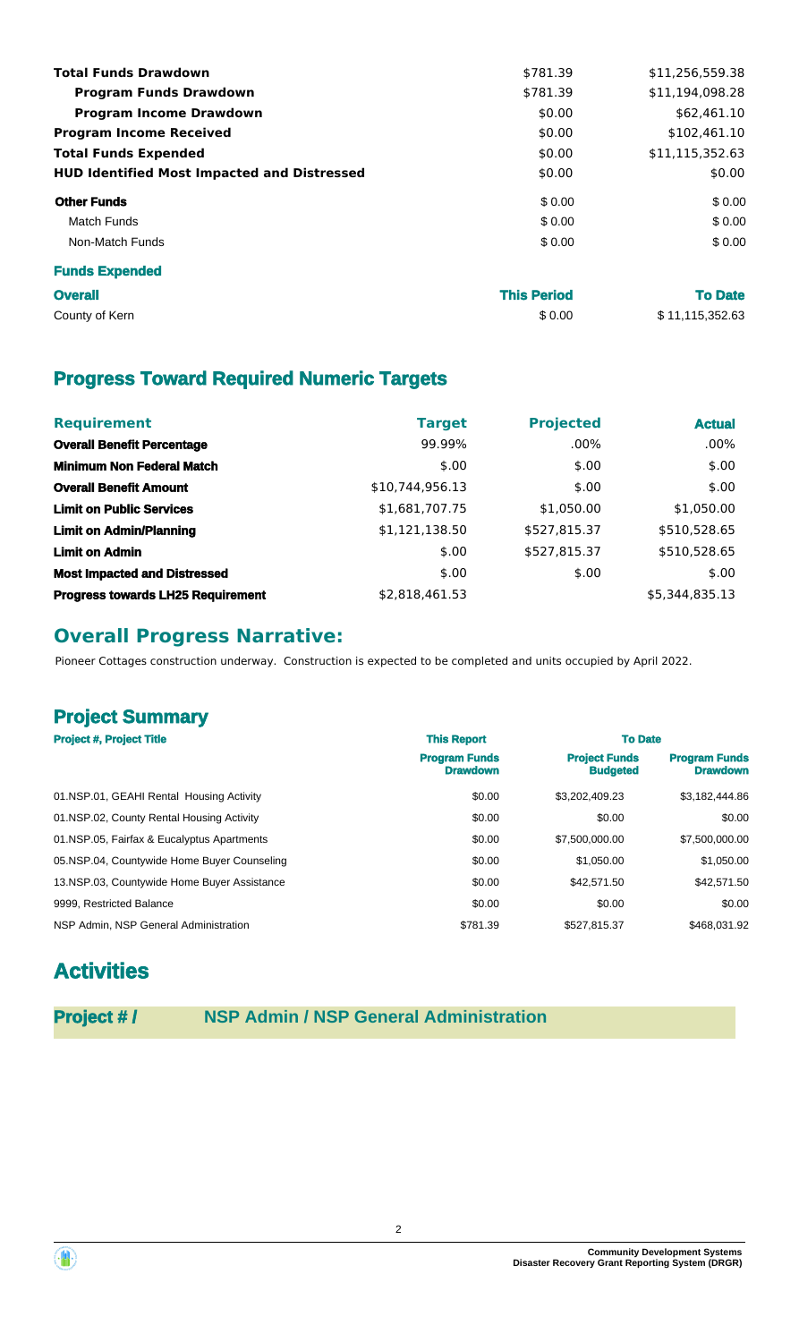| | | |
|---|---|---|
| **Total Funds Drawdown** | $781.39 | $11,256,559.38 |
| **Program Funds Drawdown** | $781.39 | $11,194,098.28 |
| **Program Income Drawdown** | $0.00 | $62,461.10 |
| **Program Income Received** | $0.00 | $102,461.10 |
| **Total Funds Expended** | $0.00 | $11,115,352.63 |
| **HUD Identified Most Impacted and Distressed** | $0.00 | $0.00 |
| **Other Funds** | $ 0.00 | $ 0.00 |
| Match Funds | $ 0.00 | $ 0.00 |
| Non-Match Funds | $ 0.00 | $ 0.00 |

**Funds Expended**

| **Overall** | **This Period** | **To Date** |
|---|---|---|
| County of Kern | $ 0.00 | $ 11,115,352.63 |

## Progress Toward Required Numeric Targets

| Requirement | Target | Projected | Actual |
|---|---|---|---|
| **Overall Benefit Percentage** | 99.99% | .00% | .00% |
| **Minimum Non Federal Match** | $.00 | $.00 | $.00 |
| **Overall Benefit Amount** | $10,744,956.13 | $.00 | $.00 |
| **Limit on Public Services** | $1,681,707.75 | $1,050.00 | $1,050.00 |
| **Limit on Admin/Planning** | $1,121,138.50 | $527,815.37 | $510,528.65 |
| **Limit on Admin** | $.00 | $527,815.37 | $510,528.65 |
| **Most Impacted and Distressed** | $.00 | $.00 | $.00 |
| **Progress towards LH25 Requirement** | $2,818,461.53 | | $5,344,835.13 |

## Overall Progress Narrative:

Pioneer Cottages construction underway. Construction is expected to be completed and units occupied by April 2022.

## Project Summary

| Project #, Project Title | This Report | To Date | |
|---|---|---|---|
| | Program Funds Drawdown | Project Funds Budgeted | Program Funds Drawdown |
| 01.NSP.01, GEAHI Rental Housing Activity | $0.00 | $3,202,409.23 | $3,182,444.86 |
| 01.NSP.02, County Rental Housing Activity | $0.00 | $0.00 | $0.00 |
| 01.NSP.05, Fairfax & Eucalyptus Apartments | $0.00 | $7,500,000.00 | $7,500,000.00 |
| 05.NSP.04, Countywide Home Buyer Counseling | $0.00 | $1,050.00 | $1,050.00 |
| 13.NSP.03, Countywide Home Buyer Assistance | $0.00 | $42,571.50 | $42,571.50 |
| 9999, Restricted Balance | $0.00 | $0.00 | $0.00 |
| NSP Admin, NSP General Administration | $781.39 | $527,815.37 | $468,031.92 |

# Activities

**Project # / NSP Admin / NSP General Administration**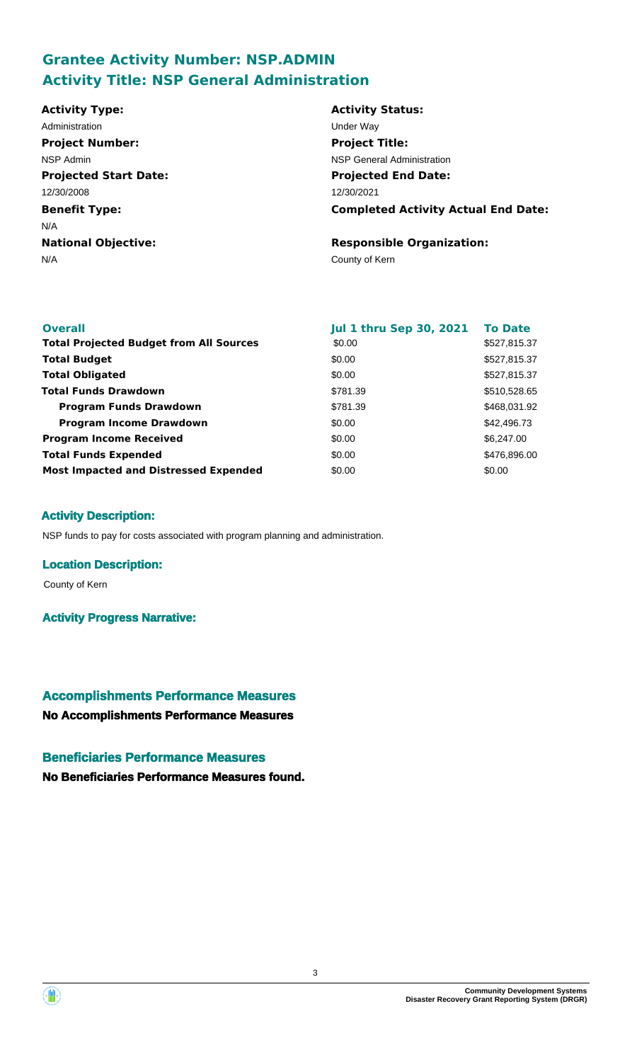## Grantee Activity Number: NSP.ADMIN
## Activity Title: NSP General Administration

**Activity Type:**
Administration

**Activity Status:**
Under Way

**Project Number:**
NSP Admin

**Project Title:**
NSP General Administration

**Projected Start Date:**
12/30/2008

**Projected End Date:**
12/30/2021

**Benefit Type:**
N/A

**Completed Activity Actual End Date:**

**National Objective:**
N/A

**Responsible Organization:**
County of Kern

| Overall | Jul 1 thru Sep 30, 2021 | To Date |
|---|---|---|
| **Total Projected Budget from All Sources** | \$0.00 | \$527,815.37 |
| **Total Budget** | \$0.00 | \$527,815.37 |
| **Total Obligated** | \$0.00 | \$527,815.37 |
| **Total Funds Drawdown** | \$781.39 | \$510,528.65 |
| **Program Funds Drawdown** | \$781.39 | \$468,031.92 |
| **Program Income Drawdown** | \$0.00 | \$42,496.73 |
| **Program Income Received** | \$0.00 | \$6,247.00 |
| **Total Funds Expended** | \$0.00 | \$476,896.00 |
| **Most Impacted and Distressed Expended** | \$0.00 | \$0.00 |

### Activity Description:

NSP funds to pay for costs associated with program planning and administration.

### Location Description:

County of Kern

### Activity Progress Narrative:

### Accomplishments Performance Measures

**No Accomplishments Performance Measures**

### Beneficiaries Performance Measures

**No Beneficiaries Performance Measures found.**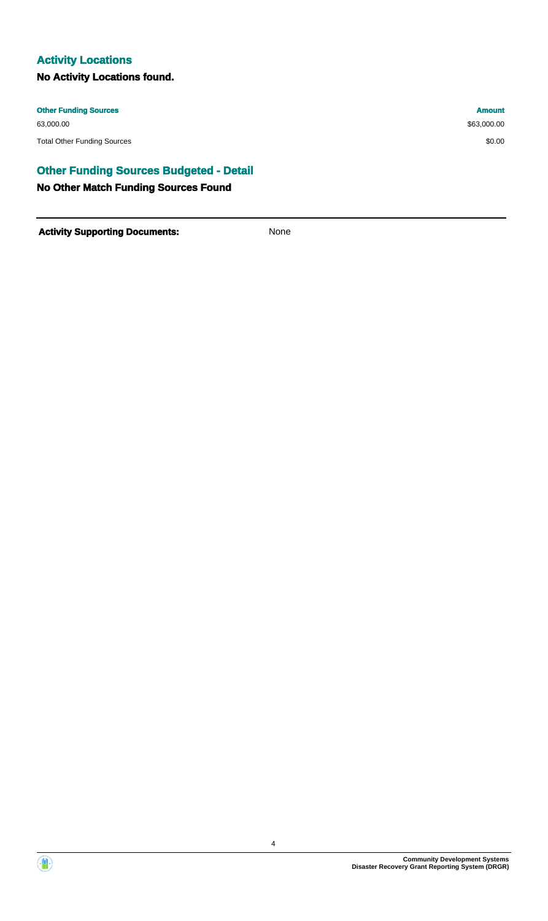## Activity Locations

**No Activity Locations found.**

| Other Funding Sources | Amount |
| --- | --- |
| 63,000.00 | $63,000.00 |
| Total Other Funding Sources | $0.00 |

## Other Funding Sources Budgeted - Detail

**No Other Match Funding Sources Found**

**Activity Supporting Documents:** None